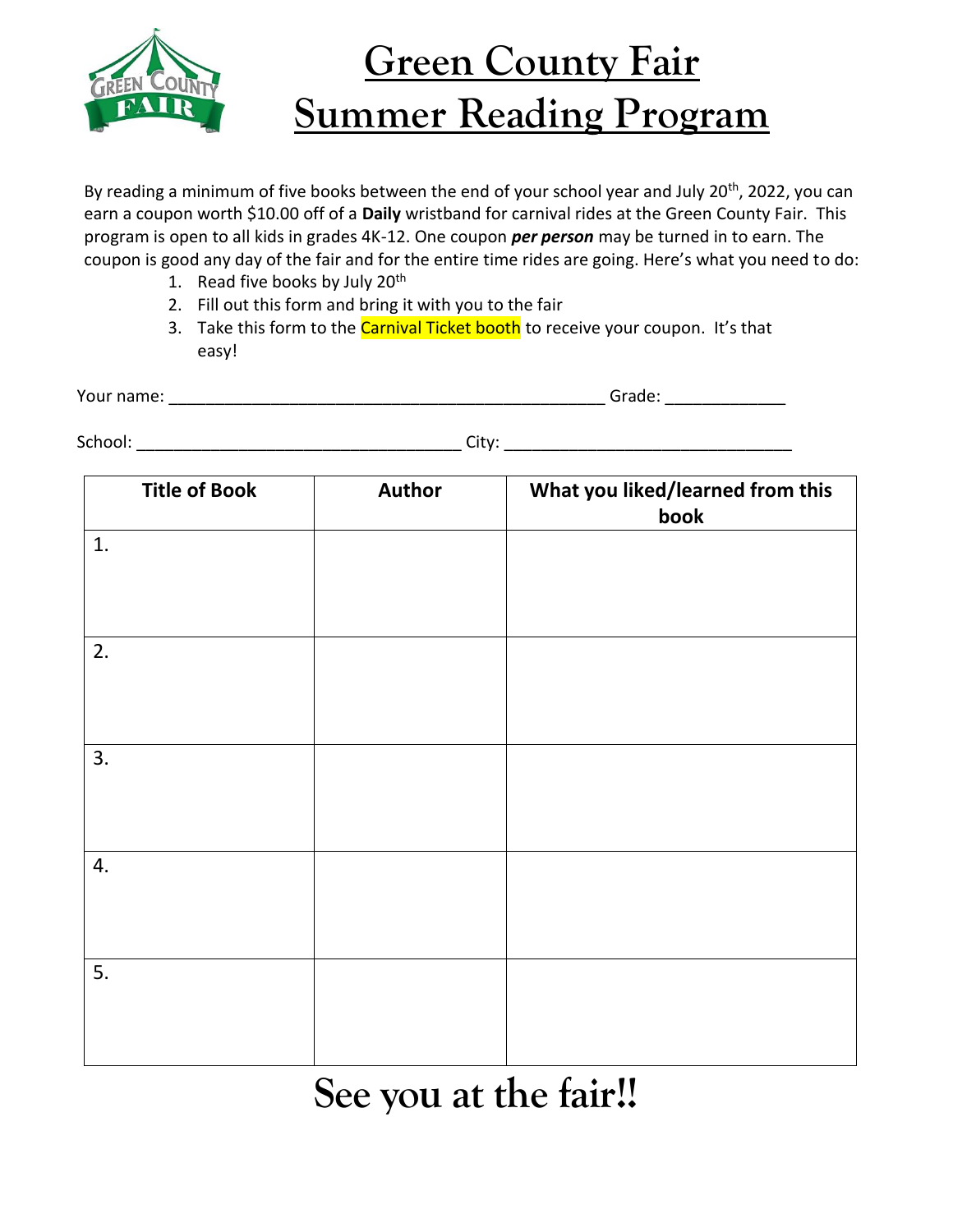# Green County Fair
# Summer Reading Program

By reading a minimum of five books between the end of your school year and July 20th, 2022, you can earn a coupon worth $10.00 off of a **Daily** wristband for carnival rides at the Green County Fair. This program is open to all kids in grades 4K-12. One coupon ***per person*** may be turned in to earn. The coupon is good any day of the fair and for the entire time rides are going. Here's what you need to do:

1. Read five books by July 20th
2. Fill out this form and bring it with you to the fair
3. Take this form to the Carnival Ticket booth to receive your coupon. It's that easy!

Your name: _______________________________________________ Grade: ____________

School: ___________________________________ City: _______________________________

| Title of Book | Author | What you liked/learned from this book |
|---|---|---|
| 1. | | |
| 2. | | |
| 3. | | |
| 4. | | |
| 5. | | |

# See you at the fair!!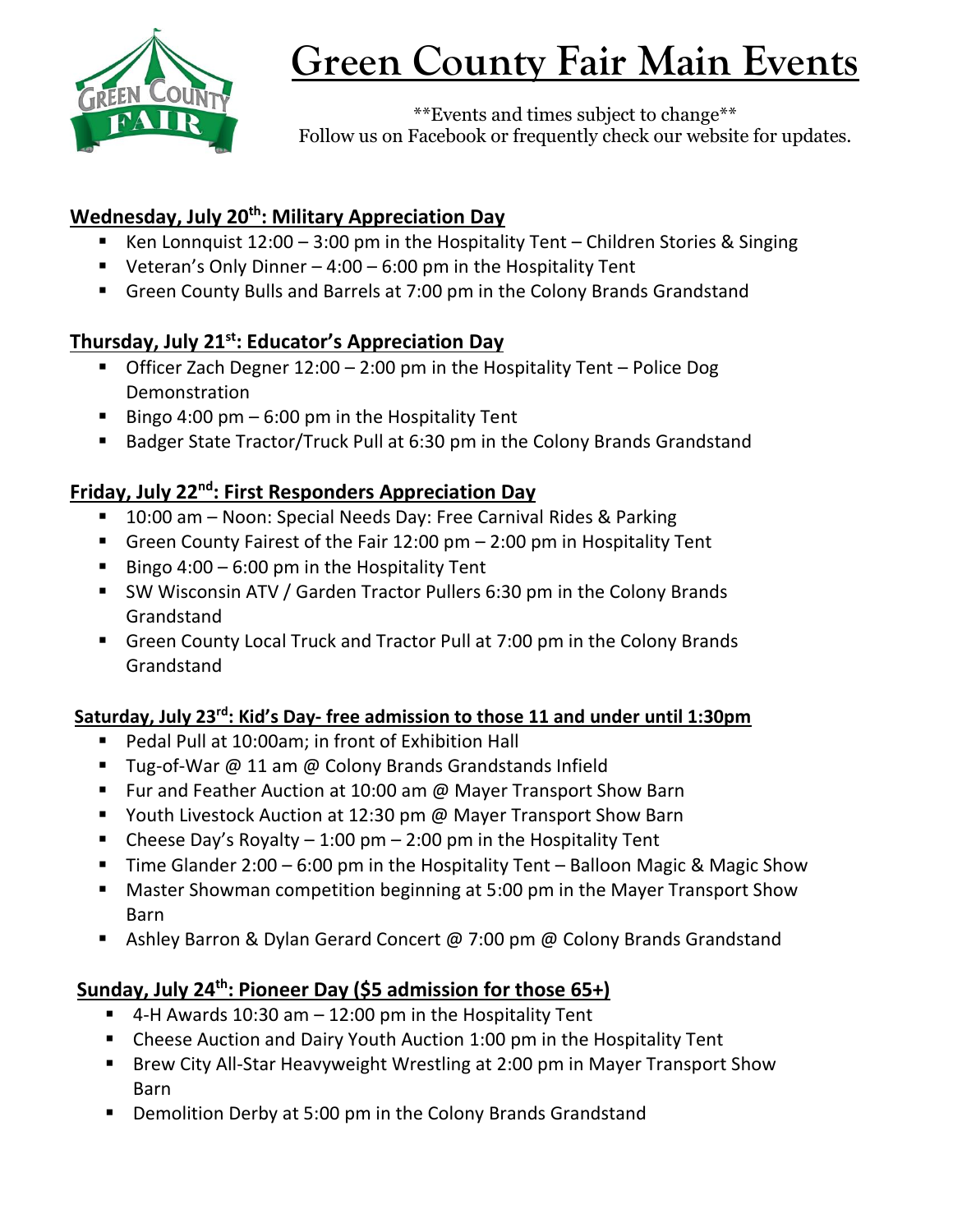# Green County Fair Main Events

\*\*Events and times subject to change\*\*
Follow us on Facebook or frequently check our website for updates.

## Wednesday, July 20th: Military Appreciation Day

- Ken Lonnquist 12:00 – 3:00 pm in the Hospitality Tent – Children Stories & Singing
- Veteran's Only Dinner – 4:00 – 6:00 pm in the Hospitality Tent
- Green County Bulls and Barrels at 7:00 pm in the Colony Brands Grandstand

## Thursday, July 21st: Educator's Appreciation Day

- Officer Zach Degner 12:00 – 2:00 pm in the Hospitality Tent – Police Dog Demonstration
- Bingo 4:00 pm – 6:00 pm in the Hospitality Tent
- Badger State Tractor/Truck Pull at 6:30 pm in the Colony Brands Grandstand

## Friday, July 22nd: First Responders Appreciation Day

- 10:00 am – Noon: Special Needs Day: Free Carnival Rides & Parking
- Green County Fairest of the Fair 12:00 pm – 2:00 pm in Hospitality Tent
- Bingo 4:00 – 6:00 pm in the Hospitality Tent
- SW Wisconsin ATV / Garden Tractor Pullers 6:30 pm in the Colony Brands Grandstand
- Green County Local Truck and Tractor Pull at 7:00 pm in the Colony Brands Grandstand

## Saturday, July 23rd: Kid's Day- free admission to those 11 and under until 1:30pm

- Pedal Pull at 10:00am; in front of Exhibition Hall
- Tug-of-War @ 11 am @ Colony Brands Grandstands Infield
- Fur and Feather Auction at 10:00 am @ Mayer Transport Show Barn
- Youth Livestock Auction at 12:30 pm @ Mayer Transport Show Barn
- Cheese Day's Royalty – 1:00 pm – 2:00 pm in the Hospitality Tent
- Time Glander 2:00 – 6:00 pm in the Hospitality Tent – Balloon Magic & Magic Show
- Master Showman competition beginning at 5:00 pm in the Mayer Transport Show Barn
- Ashley Barron & Dylan Gerard Concert @ 7:00 pm @ Colony Brands Grandstand

## Sunday, July 24th: Pioneer Day ($5 admission for those 65+)

- 4-H Awards 10:30 am – 12:00 pm in the Hospitality Tent
- Cheese Auction and Dairy Youth Auction 1:00 pm in the Hospitality Tent
- Brew City All-Star Heavyweight Wrestling at 2:00 pm in Mayer Transport Show Barn
- Demolition Derby at 5:00 pm in the Colony Brands Grandstand